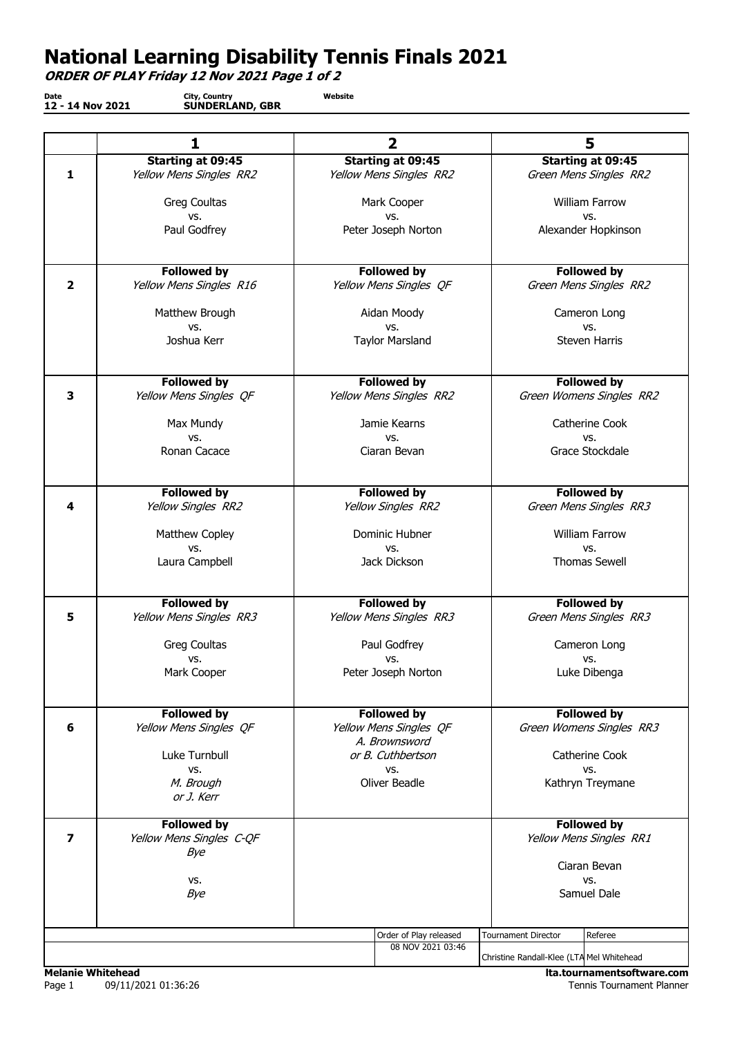# National Learning Disability Tennis Finals 2021

***ORDER OF PLAY Friday 12 Nov 2021 Page 1 of 2***

**Date** 12 - 14 Nov 2021 | **City, Country** SUNDERLAND, GBR | **Website**

| | 1 | 2 | 5 |
|---|---|---|---|
| **1** | **Starting at 09:45**<br>*Yellow Mens Singles RR2*<br><br>Greg Coultas<br>vs.<br>Paul Godfrey | **Starting at 09:45**<br>*Yellow Mens Singles RR2*<br><br>Mark Cooper<br>vs.<br>Peter Joseph Norton | **Starting at 09:45**<br>*Green Mens Singles RR2*<br><br>William Farrow<br>vs.<br>Alexander Hopkinson |
| **2** | **Followed by**<br>*Yellow Mens Singles R16*<br><br>Matthew Brough<br>vs.<br>Joshua Kerr | **Followed by**<br>*Yellow Mens Singles QF*<br><br>Aidan Moody<br>vs.<br>Taylor Marsland | **Followed by**<br>*Green Mens Singles RR2*<br><br>Cameron Long<br>vs.<br>Steven Harris |
| **3** | **Followed by**<br>*Yellow Mens Singles QF*<br><br>Max Mundy<br>vs.<br>Ronan Cacace | **Followed by**<br>*Yellow Mens Singles RR2*<br><br>Jamie Kearns<br>vs.<br>Ciaran Bevan | **Followed by**<br>*Green Womens Singles RR2*<br><br>Catherine Cook<br>vs.<br>Grace Stockdale |
| **4** | **Followed by**<br>*Yellow Singles RR2*<br><br>Matthew Copley<br>vs.<br>Laura Campbell | **Followed by**<br>*Yellow Singles RR2*<br><br>Dominic Hubner<br>vs.<br>Jack Dickson | **Followed by**<br>*Green Mens Singles RR3*<br><br>William Farrow<br>vs.<br>Thomas Sewell |
| **5** | **Followed by**<br>*Yellow Mens Singles RR3*<br><br>Greg Coultas<br>vs.<br>Mark Cooper | **Followed by**<br>*Yellow Mens Singles RR3*<br><br>Paul Godfrey<br>vs.<br>Peter Joseph Norton | **Followed by**<br>*Green Mens Singles RR3*<br><br>Cameron Long<br>vs.<br>Luke Dibenga |
| **6** | **Followed by**<br>*Yellow Mens Singles QF*<br><br>Luke Turnbull<br>vs.<br>*M. Brough*<br>*or J. Kerr* | **Followed by**<br>*Yellow Mens Singles QF*<br>*A. Brownsword*<br>*or B. Cuthbertson*<br>vs.<br>Oliver Beadle | **Followed by**<br>*Green Womens Singles RR3*<br><br>Catherine Cook<br>vs.<br>Kathryn Treymane |
| **7** | **Followed by**<br>*Yellow Mens Singles C-QF*<br>*Bye*<br><br>vs.<br>*Bye* | | **Followed by**<br>*Yellow Mens Singles RR1*<br><br>Ciaran Bevan<br>vs.<br>Samuel Dale |

| Order of Play released | Tournament Director | Referee |
|---|---|---|
| 08 NOV 2021 03:46 | Christine Randall-Klee (LTA | Mel Whitehead |

**Melanie Whitehead**
09/11/2021 01:36:26

**lta.tournamentsoftware.com**
Tennis Tournament Planner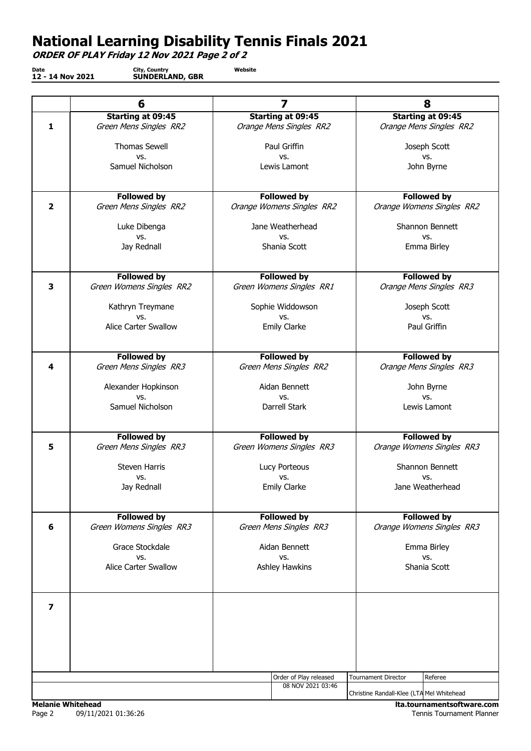# National Learning Disability Tennis Finals 2021

***ORDER OF PLAY Friday 12 Nov 2021 Page 2 of 2***

**Date** 12 - 14 Nov 2021 | **City, Country** SUNDERLAND, GBR | **Website**

| | 6 | 7 | 8 |
|---|---|---|---|
| **1** | **Starting at 09:45**<br>*Green Mens Singles RR2*<br>Thomas Sewell<br>vs.<br>Samuel Nicholson | **Starting at 09:45**<br>*Orange Mens Singles RR2*<br>Paul Griffin<br>vs.<br>Lewis Lamont | **Starting at 09:45**<br>*Orange Mens Singles RR2*<br>Joseph Scott<br>vs.<br>John Byrne |
| **2** | **Followed by**<br>*Green Mens Singles RR2*<br>Luke Dibenga<br>vs.<br>Jay Rednall | **Followed by**<br>*Orange Womens Singles RR2*<br>Jane Weatherhead<br>vs.<br>Shania Scott | **Followed by**<br>*Orange Womens Singles RR2*<br>Shannon Bennett<br>vs.<br>Emma Birley |
| **3** | **Followed by**<br>*Green Womens Singles RR2*<br>Kathryn Treymane<br>vs.<br>Alice Carter Swallow | **Followed by**<br>*Green Womens Singles RR1*<br>Sophie Widdowson<br>vs.<br>Emily Clarke | **Followed by**<br>*Orange Mens Singles RR3*<br>Joseph Scott<br>vs.<br>Paul Griffin |
| **4** | **Followed by**<br>*Green Mens Singles RR3*<br>Alexander Hopkinson<br>vs.<br>Samuel Nicholson | **Followed by**<br>*Green Mens Singles RR2*<br>Aidan Bennett<br>vs.<br>Darrell Stark | **Followed by**<br>*Orange Mens Singles RR3*<br>John Byrne<br>vs.<br>Lewis Lamont |
| **5** | **Followed by**<br>*Green Mens Singles RR3*<br>Steven Harris<br>vs.<br>Jay Rednall | **Followed by**<br>*Green Womens Singles RR3*<br>Lucy Porteous<br>vs.<br>Emily Clarke | **Followed by**<br>*Orange Womens Singles RR3*<br>Shannon Bennett<br>vs.<br>Jane Weatherhead |
| **6** | **Followed by**<br>*Green Womens Singles RR3*<br>Grace Stockdale<br>vs.<br>Alice Carter Swallow | **Followed by**<br>*Green Mens Singles RR3*<br>Aidan Bennett<br>vs.<br>Ashley Hawkins | **Followed by**<br>*Orange Womens Singles RR3*<br>Emma Birley<br>vs.<br>Shania Scott |
| **7** | | | |

| Order of Play released | Tournament Director | Referee |
|---|---|---|
| 08 NOV 2021 03:46 | Christine Randall-Klee (LTA | Mel Whitehead |

**Melanie Whitehead**
09/11/2021 01:36:26

**lta.tournamentsoftware.com**
Tennis Tournament Planner